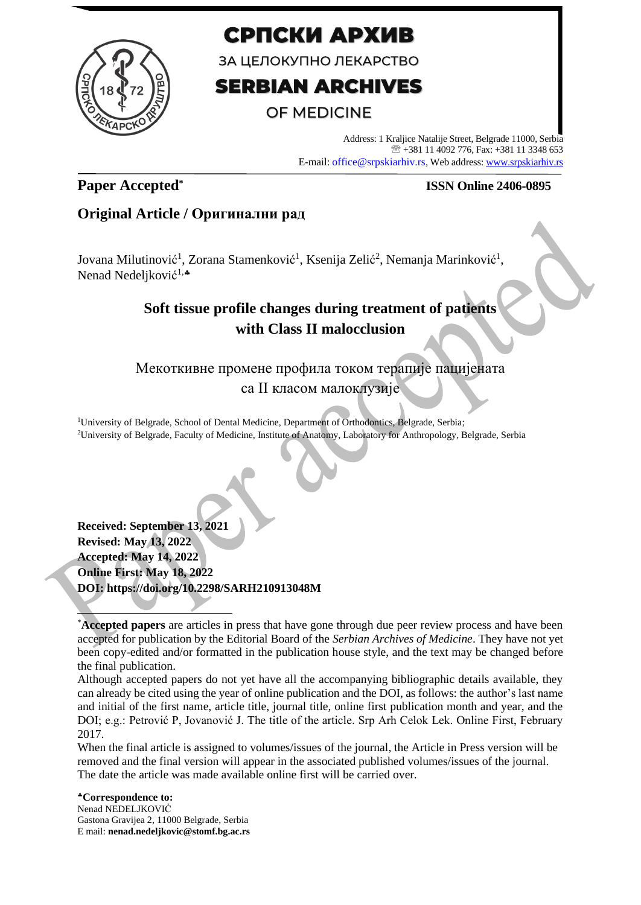# СРПСКИ АРХИВ

ЗА ЦЕЛОКУПНО ЛЕКАРСТВО

# SERBIAN ARCHIVES

OF MEDICINE

Address: 1 Kraljice Natalije Street, Belgrade 11000, Serbia
☏ +381 11 4092 776, Fax: +381 11 3348 653
E-mail: office@srpskiarhiv.rs, Web address: www.srpskiarhiv.rs

**Paper Accepted*** **ISSN Online 2406-0895**

## Original Article / Оригинални рад

Jovana Milutinović[1], Zorana Stamenković[1], Ksenija Zelić[2], Nemanja Marinković[1], Nenad Nedeljković[1,♣]

# Soft tissue profile changes during treatment of patients with Class II malocclusion

# Мекоткивне промене профила током терапије пацијената са II класом малоклузије

[1]University of Belgrade, School of Dental Medicine, Department of Orthodontics, Belgrade, Serbia;
[2]University of Belgrade, Faculty of Medicine, Institute of Anatomy, Laboratory for Anthropology, Belgrade, Serbia

**Received: September 13, 2021**
**Revised: May 13, 2022**
**Accepted: May 14, 2022**
**Online First: May 18, 2022**
**DOI: https://doi.org/10.2298/SARH210913048M**

*__Accepted papers__ are articles in press that have gone through due peer review process and have been accepted for publication by the Editorial Board of the *Serbian Archives of Medicine*. They have not yet been copy-edited and/or formatted in the publication house style, and the text may be changed before the final publication.

Although accepted papers do not yet have all the accompanying bibliographic details available, they can already be cited using the year of online publication and the DOI, as follows: the author's last name and initial of the first name, article title, journal title, online first publication month and year, and the DOI; e.g.: Petrović P, Jovanović J. The title of the article. Srp Arh Celok Lek. Online First, February 2017.

When the final article is assigned to volumes/issues of the journal, the Article in Press version will be removed and the final version will appear in the associated published volumes/issues of the journal. The date the article was made available online first will be carried over.

**♣Correspondence to:**
Nenad NEDELJKOVIĆ
Gastona Gravijea 2, 11000 Belgrade, Serbia
E mail: **nenad.nedeljkovic@stomf.bg.ac.rs**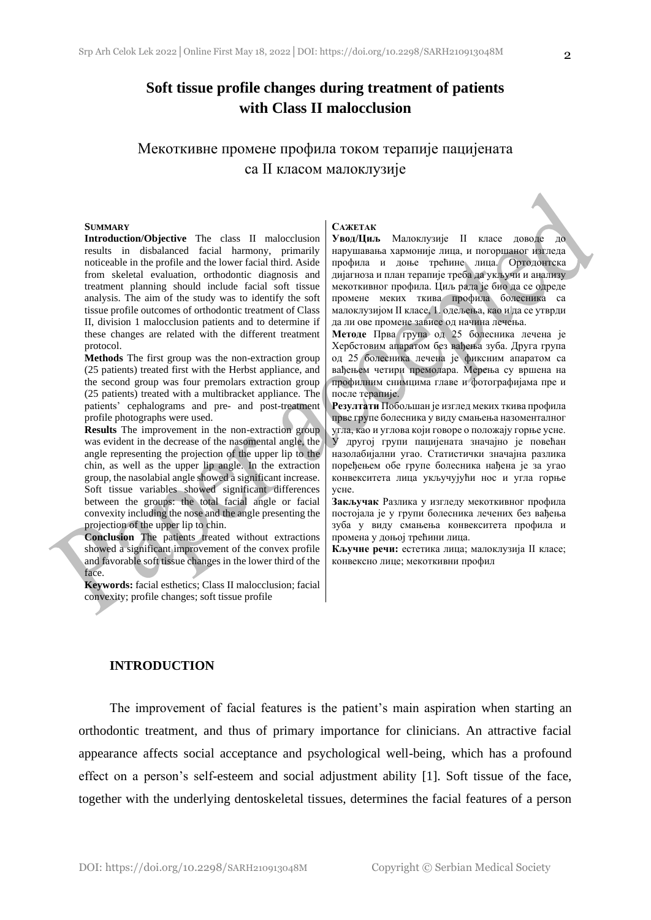# Soft tissue profile changes during treatment of patients with Class II malocclusion

Мекоткивне промене профила током терапије пацијената са II класом малоклузије

**SUMMARY**

**Introduction/Objective** The class II malocclusion results in disbalanced facial harmony, primarily noticeable in the profile and the lower facial third. Aside from skeletal evaluation, orthodontic diagnosis and treatment planning should include facial soft tissue analysis. The aim of the study was to identify the soft tissue profile outcomes of orthodontic treatment of Class II, division 1 malocclusion patients and to determine if these changes are related with the different treatment protocol.

**Methods** The first group was the non-extraction group (25 patients) treated first with the Herbst appliance, and the second group was four premolars extraction group (25 patients) treated with a multibracket appliance. The patients' cephalograms and pre- and post-treatment profile photographs were used.

**Results** The improvement in the non-extraction group was evident in the decrease of the nasomental angle, the angle representing the projection of the upper lip to the chin, as well as the upper lip angle. In the extraction group, the nasolabial angle showed a significant increase. Soft tissue variables showed significant differences between the groups: the total facial angle or facial convexity including the nose and the angle presenting the projection of the upper lip to chin.

**Conclusion** The patients treated without extractions showed a significant improvement of the convex profile and favorable soft tissue changes in the lower third of the face.

**Keywords:** facial esthetics; Class II malocclusion; facial convexity; profile changes; soft tissue profile

**САЖЕТАК**

**Увод/Циљ** Малоклузије II класе доводе до нарушавања хармоније лица, и погоршаног изгледа профила и доње трећине лица. Ортодонтска дијагноза и план терапије треба да укључи и анализу мекоткивног профила. Циљ рада је био да се одреде промене меких ткива профила болесника са малоклузијом II класе, 1. одељења, као и да се утврди да ли ове промене зависе од начина лечења.

**Методе** Прва група од 25 болесника лечена је Хербстовим апаратом без вађења зуба. Друга група од 25 болесника лечена је фиксним апаратом са вађењем четири премолара. Мерења су вршена на профилним снимцима главе и фотографијама пре и после терапије.

**Резултати** Побољшан је изглед меких ткива профила прве групе болесника у виду смањења назоменталног угла, као и углова који говоре о положају горње усне. У другој групи пацијената значајно је повећан назолабијални угао. Статистички значајна разлика поређењем обе групе болесника нађена је за угао конвекситета лица укључујући нос и угла горње усне.

**Закључак** Разлика у изгледу мекоткивног профила постојала је у групи болесника лечених без вађења зуба у виду смањења конвекситета профила и промена у доњој трећини лица.

**Кључне речи:** естетика лица; малоклузија II класе; конвексно лице; мекоткивни профил

## INTRODUCTION

The improvement of facial features is the patient's main aspiration when starting an orthodontic treatment, and thus of primary importance for clinicians. An attractive facial appearance affects social acceptance and psychological well-being, which has a profound effect on a person's self-esteem and social adjustment ability [1]. Soft tissue of the face, together with the underlying dentoskeletal tissues, determines the facial features of a person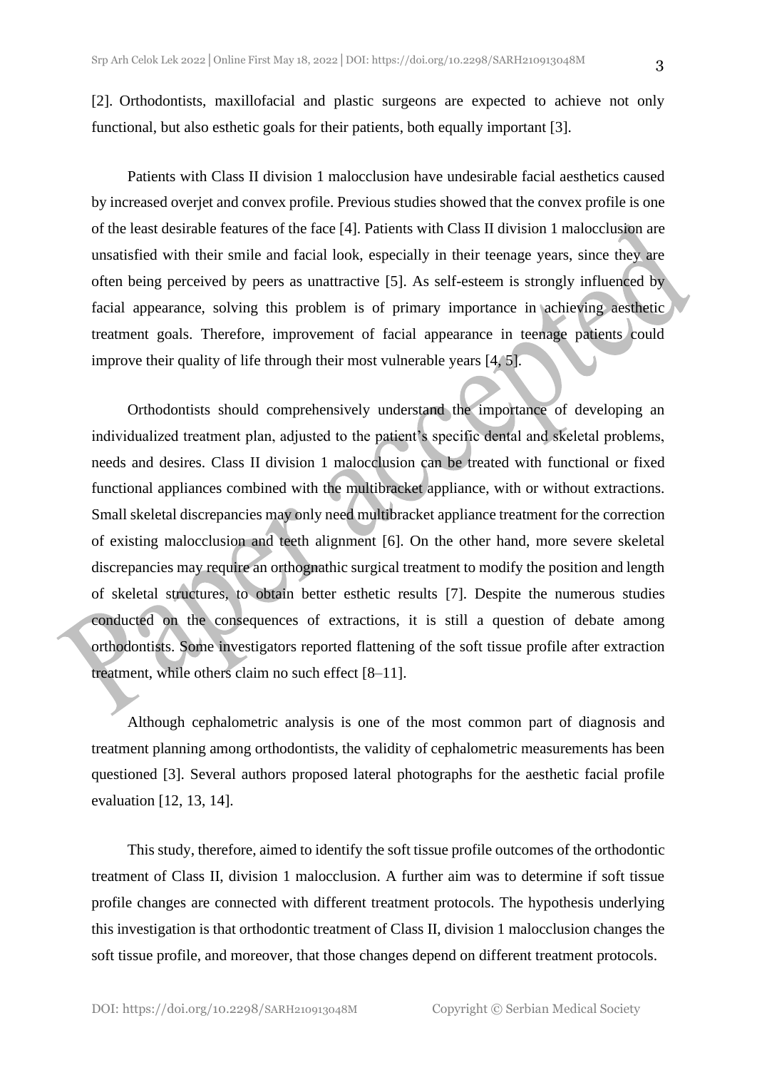[2]. Orthodontists, maxillofacial and plastic surgeons are expected to achieve not only functional, but also esthetic goals for their patients, both equally important [3].

Patients with Class II division 1 malocclusion have undesirable facial aesthetics caused by increased overjet and convex profile. Previous studies showed that the convex profile is one of the least desirable features of the face [4]. Patients with Class II division 1 malocclusion are unsatisfied with their smile and facial look, especially in their teenage years, since they are often being perceived by peers as unattractive [5]. As self-esteem is strongly influenced by facial appearance, solving this problem is of primary importance in achieving aesthetic treatment goals. Therefore, improvement of facial appearance in teenage patients could improve their quality of life through their most vulnerable years [4, 5].

Orthodontists should comprehensively understand the importance of developing an individualized treatment plan, adjusted to the patient's specific dental and skeletal problems, needs and desires. Class II division 1 malocclusion can be treated with functional or fixed functional appliances combined with the multibracket appliance, with or without extractions. Small skeletal discrepancies may only need multibracket appliance treatment for the correction of existing malocclusion and teeth alignment [6]. On the other hand, more severe skeletal discrepancies may require an orthognathic surgical treatment to modify the position and length of skeletal structures, to obtain better esthetic results [7]. Despite the numerous studies conducted on the consequences of extractions, it is still a question of debate among orthodontists. Some investigators reported flattening of the soft tissue profile after extraction treatment, while others claim no such effect [8–11].

Although cephalometric analysis is one of the most common part of diagnosis and treatment planning among orthodontists, the validity of cephalometric measurements has been questioned [3]. Several authors proposed lateral photographs for the aesthetic facial profile evaluation [12, 13, 14].

This study, therefore, aimed to identify the soft tissue profile outcomes of the orthodontic treatment of Class II, division 1 malocclusion. A further aim was to determine if soft tissue profile changes are connected with different treatment protocols. The hypothesis underlying this investigation is that orthodontic treatment of Class II, division 1 malocclusion changes the soft tissue profile, and moreover, that those changes depend on different treatment protocols.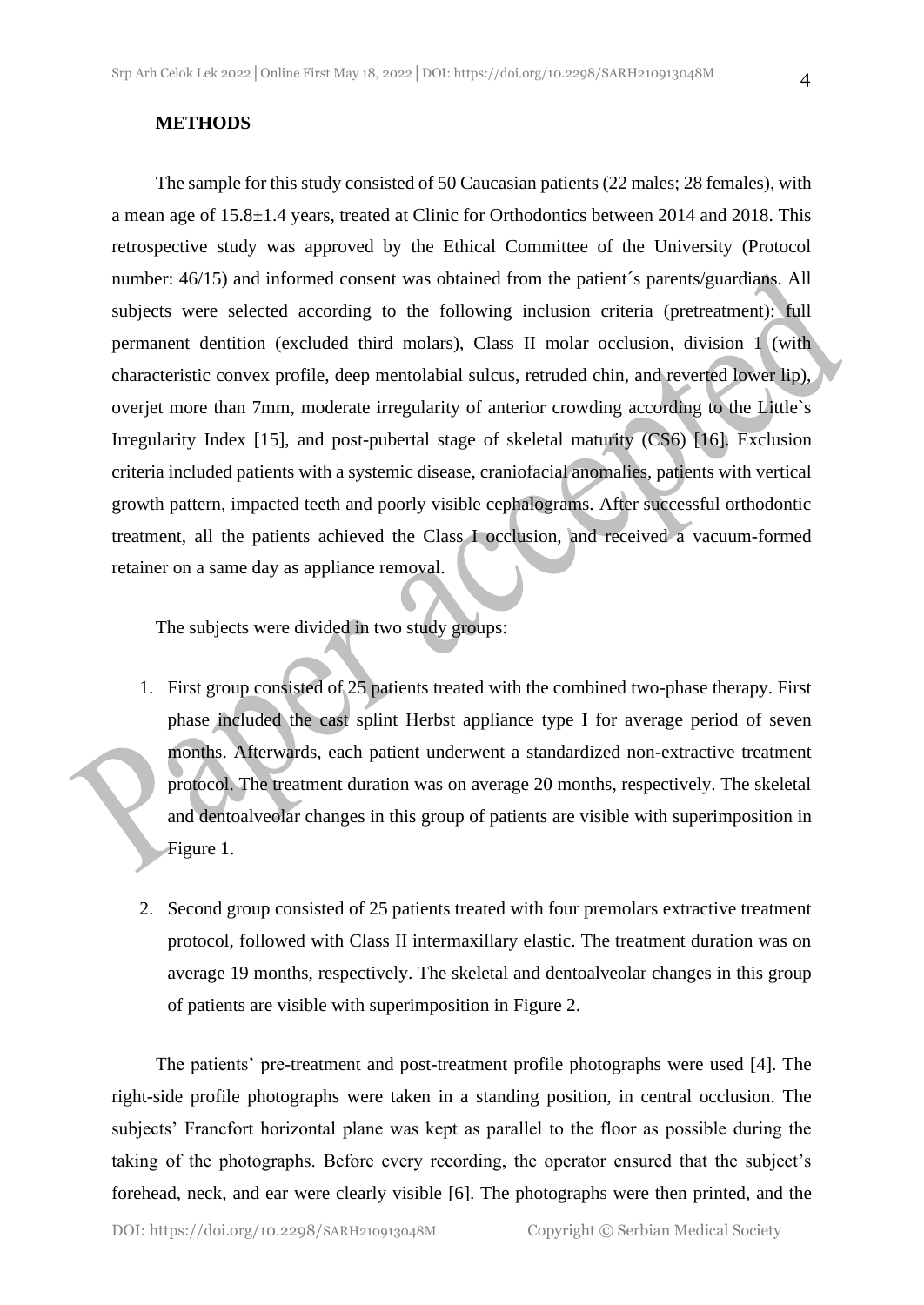**METHODS**

The sample for this study consisted of 50 Caucasian patients (22 males; 28 females), with a mean age of 15.8±1.4 years, treated at Clinic for Orthodontics between 2014 and 2018. This retrospective study was approved by the Ethical Committee of the University (Protocol number: 46/15) and informed consent was obtained from the patient´s parents/guardians. All subjects were selected according to the following inclusion criteria (pretreatment): full permanent dentition (excluded third molars), Class II molar occlusion, division 1 (with characteristic convex profile, deep mentolabial sulcus, retruded chin, and reverted lower lip), overjet more than 7mm, moderate irregularity of anterior crowding according to the Little`s Irregularity Index [15], and post-pubertal stage of skeletal maturity (CS6) [16]. Exclusion criteria included patients with a systemic disease, craniofacial anomalies, patients with vertical growth pattern, impacted teeth and poorly visible cephalograms. After successful orthodontic treatment, all the patients achieved the Class I occlusion, and received a vacuum-formed retainer on a same day as appliance removal.

The subjects were divided in two study groups:

1. First group consisted of 25 patients treated with the combined two-phase therapy. First phase included the cast splint Herbst appliance type I for average period of seven months. Afterwards, each patient underwent a standardized non-extractive treatment protocol. The treatment duration was on average 20 months, respectively. The skeletal and dentoalveolar changes in this group of patients are visible with superimposition in Figure 1.

2. Second group consisted of 25 patients treated with four premolars extractive treatment protocol, followed with Class II intermaxillary elastic. The treatment duration was on average 19 months, respectively. The skeletal and dentoalveolar changes in this group of patients are visible with superimposition in Figure 2.

The patients' pre-treatment and post-treatment profile photographs were used [4]. The right-side profile photographs were taken in a standing position, in central occlusion. The subjects' Francfort horizontal plane was kept as parallel to the floor as possible during the taking of the photographs. Before every recording, the operator ensured that the subject's forehead, neck, and ear were clearly visible [6]. The photographs were then printed, and the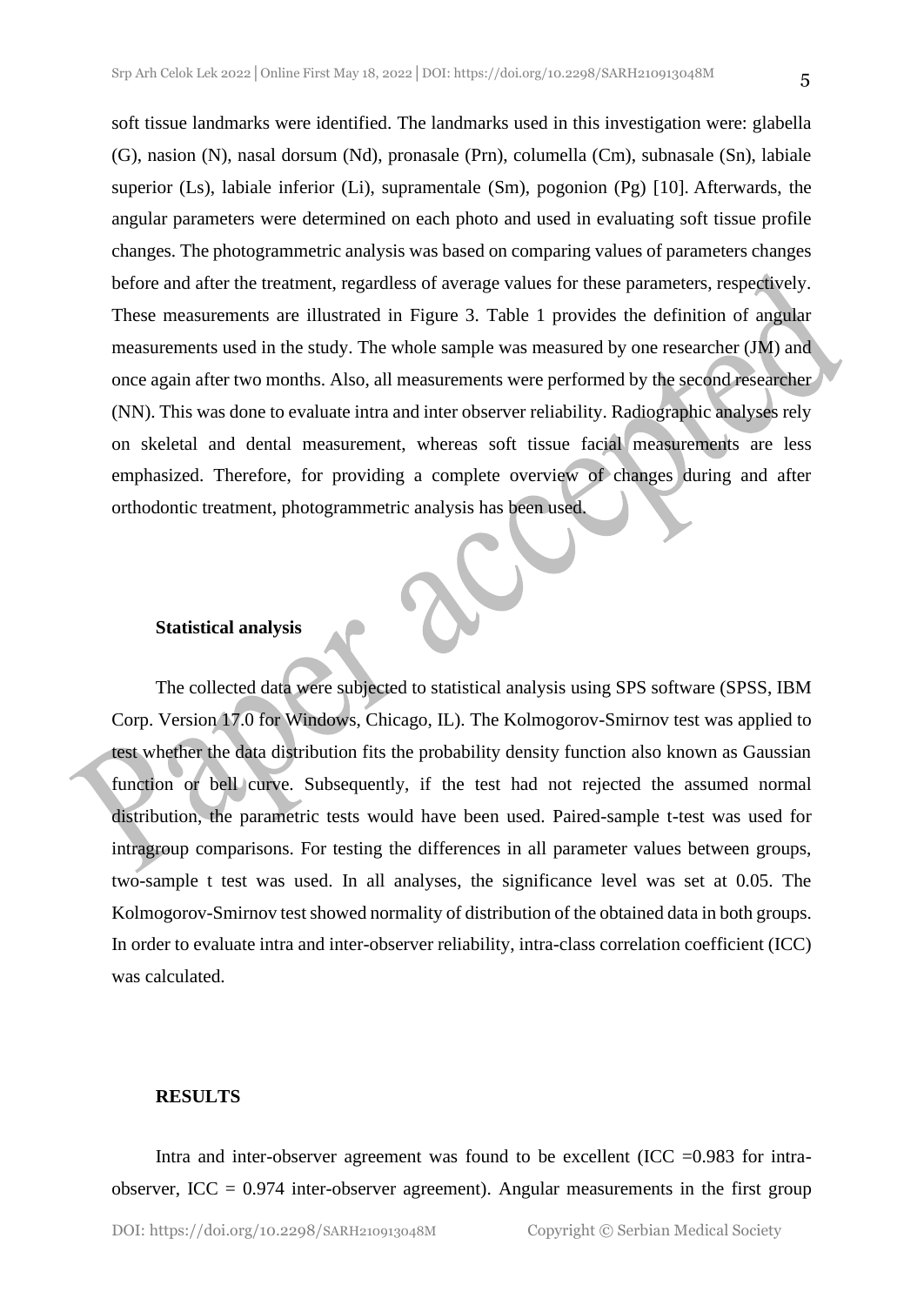soft tissue landmarks were identified. The landmarks used in this investigation were: glabella (G), nasion (N), nasal dorsum (Nd), pronasale (Prn), columella (Cm), subnasale (Sn), labiale superior (Ls), labiale inferior (Li), supramentale (Sm), pogonion (Pg) [10]. Afterwards, the angular parameters were determined on each photo and used in evaluating soft tissue profile changes. The photogrammetric analysis was based on comparing values of parameters changes before and after the treatment, regardless of average values for these parameters, respectively. These measurements are illustrated in Figure 3. Table 1 provides the definition of angular measurements used in the study. The whole sample was measured by one researcher (JM) and once again after two months. Also, all measurements were performed by the second researcher (NN). This was done to evaluate intra and inter observer reliability. Radiographic analyses rely on skeletal and dental measurement, whereas soft tissue facial measurements are less emphasized. Therefore, for providing a complete overview of changes during and after orthodontic treatment, photogrammetric analysis has been used.

### Statistical analysis

The collected data were subjected to statistical analysis using SPS software (SPSS, IBM Corp. Version 17.0 for Windows, Chicago, IL). The Kolmogorov-Smirnov test was applied to test whether the data distribution fits the probability density function also known as Gaussian function or bell curve. Subsequently, if the test had not rejected the assumed normal distribution, the parametric tests would have been used. Paired-sample t-test was used for intragroup comparisons. For testing the differences in all parameter values between groups, two-sample t test was used. In all analyses, the significance level was set at 0.05. The Kolmogorov-Smirnov test showed normality of distribution of the obtained data in both groups. In order to evaluate intra and inter-observer reliability, intra-class correlation coefficient (ICC) was calculated.

## RESULTS

Intra and inter-observer agreement was found to be excellent (ICC =0.983 for intra-observer, ICC = 0.974 inter-observer agreement). Angular measurements in the first group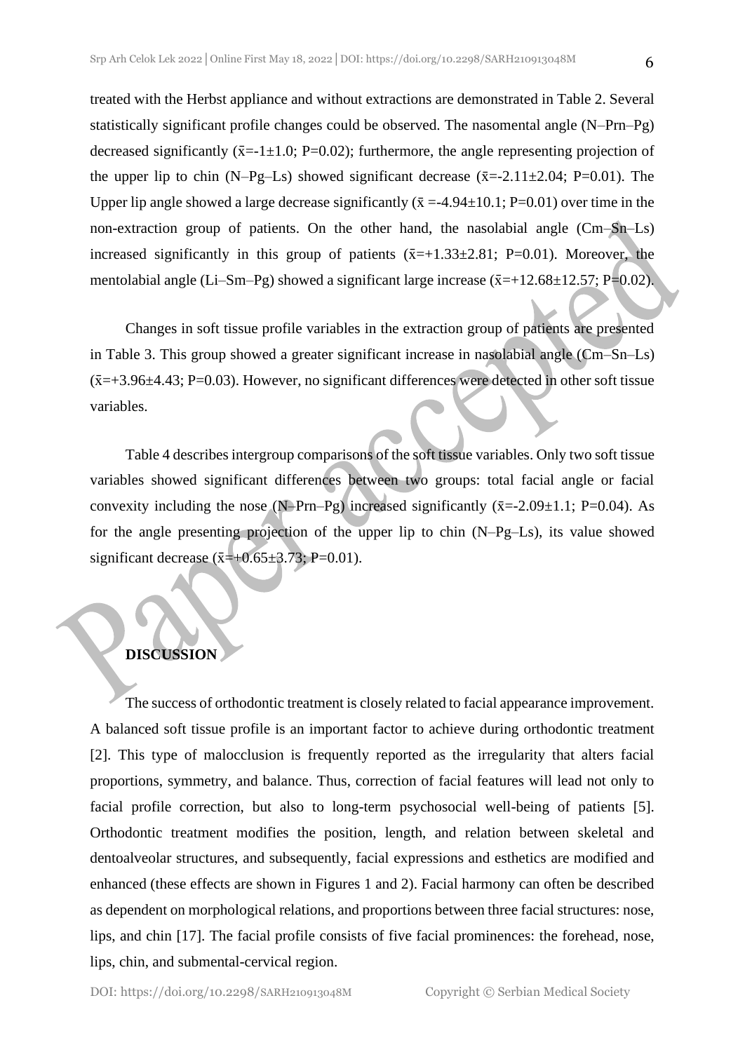treated with the Herbst appliance and without extractions are demonstrated in Table 2. Several statistically significant profile changes could be observed. The nasomental angle (N–Prn–Pg) decreased significantly ($\bar{x}$=-1±1.0; P=0.02); furthermore, the angle representing projection of the upper lip to chin (N–Pg–Ls) showed significant decrease ($\bar{x}$=-2.11±2.04; P=0.01). The Upper lip angle showed a large decrease significantly ($\bar{x}$ =-4.94±10.1; P=0.01) over time in the non-extraction group of patients. On the other hand, the nasolabial angle (Cm–Sn–Ls) increased significantly in this group of patients ($\bar{x}$=+1.33±2.81; P=0.01). Moreover, the mentolabial angle (Li–Sm–Pg) showed a significant large increase ($\bar{x}$=+12.68±12.57; P=0.02).

Changes in soft tissue profile variables in the extraction group of patients are presented in Table 3. This group showed a greater significant increase in nasolabial angle (Cm–Sn–Ls) ($\bar{x}$=+3.96±4.43; P=0.03). However, no significant differences were detected in other soft tissue variables.

Table 4 describes intergroup comparisons of the soft tissue variables. Only two soft tissue variables showed significant differences between two groups: total facial angle or facial convexity including the nose (N–Prn–Pg) increased significantly ($\bar{x}$=-2.09±1.1; P=0.04). As for the angle presenting projection of the upper lip to chin (N–Pg–Ls), its value showed significant decrease ($\bar{x}$=+0.65±3.73; P=0.01).

## DISCUSSION

The success of orthodontic treatment is closely related to facial appearance improvement. A balanced soft tissue profile is an important factor to achieve during orthodontic treatment [2]. This type of malocclusion is frequently reported as the irregularity that alters facial proportions, symmetry, and balance. Thus, correction of facial features will lead not only to facial profile correction, but also to long-term psychosocial well-being of patients [5]. Orthodontic treatment modifies the position, length, and relation between skeletal and dentoalveolar structures, and subsequently, facial expressions and esthetics are modified and enhanced (these effects are shown in Figures 1 and 2). Facial harmony can often be described as dependent on morphological relations, and proportions between three facial structures: nose, lips, and chin [17]. The facial profile consists of five facial prominences: the forehead, nose, lips, chin, and submental-cervical region.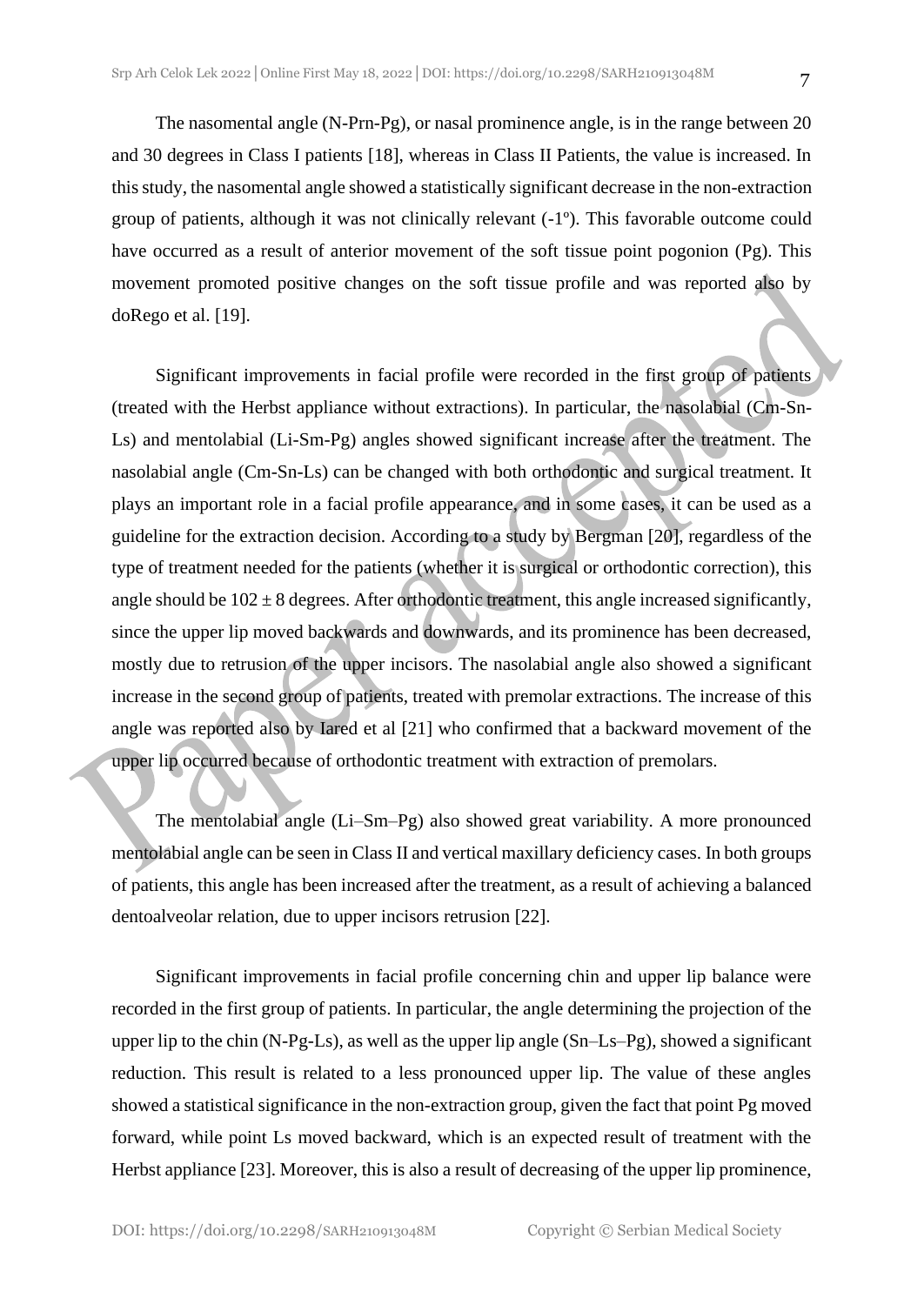The nasomental angle (N-Prn-Pg), or nasal prominence angle, is in the range between 20 and 30 degrees in Class I patients [18], whereas in Class II Patients, the value is increased. In this study, the nasomental angle showed a statistically significant decrease in the non-extraction group of patients, although it was not clinically relevant (-1º). This favorable outcome could have occurred as a result of anterior movement of the soft tissue point pogonion (Pg). This movement promoted positive changes on the soft tissue profile and was reported also by doRego et al. [19].

Significant improvements in facial profile were recorded in the first group of patients (treated with the Herbst appliance without extractions). In particular, the nasolabial (Cm-Sn-Ls) and mentolabial (Li-Sm-Pg) angles showed significant increase after the treatment. The nasolabial angle (Cm-Sn-Ls) can be changed with both orthodontic and surgical treatment. It plays an important role in a facial profile appearance, and in some cases, it can be used as a guideline for the extraction decision. According to a study by Bergman [20], regardless of the type of treatment needed for the patients (whether it is surgical or orthodontic correction), this angle should be $102 \pm 8$ degrees. After orthodontic treatment, this angle increased significantly, since the upper lip moved backwards and downwards, and its prominence has been decreased, mostly due to retrusion of the upper incisors. The nasolabial angle also showed a significant increase in the second group of patients, treated with premolar extractions. The increase of this angle was reported also by Iared et al [21] who confirmed that a backward movement of the upper lip occurred because of orthodontic treatment with extraction of premolars.

The mentolabial angle (Li–Sm–Pg) also showed great variability. A more pronounced mentolabial angle can be seen in Class II and vertical maxillary deficiency cases. In both groups of patients, this angle has been increased after the treatment, as a result of achieving a balanced dentoalveolar relation, due to upper incisors retrusion [22].

Significant improvements in facial profile concerning chin and upper lip balance were recorded in the first group of patients. In particular, the angle determining the projection of the upper lip to the chin (N-Pg-Ls), as well as the upper lip angle (Sn–Ls–Pg), showed a significant reduction. This result is related to a less pronounced upper lip. The value of these angles showed a statistical significance in the non-extraction group, given the fact that point Pg moved forward, while point Ls moved backward, which is an expected result of treatment with the Herbst appliance [23]. Moreover, this is also a result of decreasing of the upper lip prominence,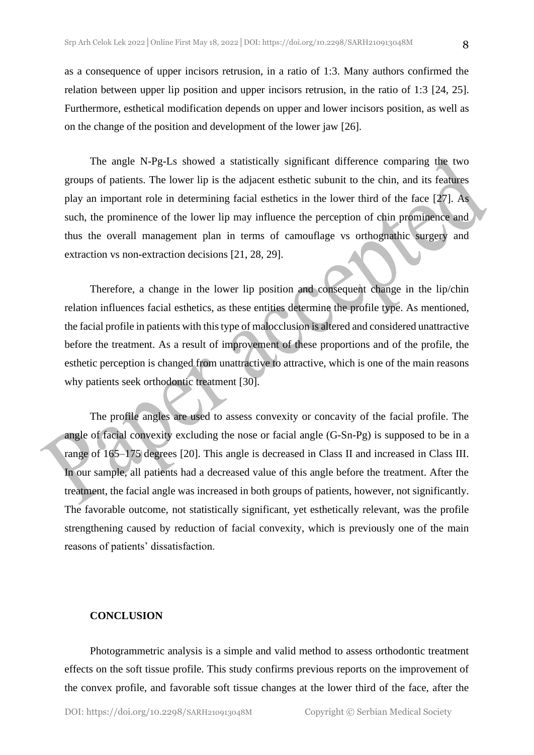as a consequence of upper incisors retrusion, in a ratio of 1:3. Many authors confirmed the relation between upper lip position and upper incisors retrusion, in the ratio of 1:3 [24, 25]. Furthermore, esthetical modification depends on upper and lower incisors position, as well as on the change of the position and development of the lower jaw [26].

The angle N-Pg-Ls showed a statistically significant difference comparing the two groups of patients. The lower lip is the adjacent esthetic subunit to the chin, and its features play an important role in determining facial esthetics in the lower third of the face [27]. As such, the prominence of the lower lip may influence the perception of chin prominence and thus the overall management plan in terms of camouflage vs orthognathic surgery and extraction vs non-extraction decisions [21, 28, 29].

Therefore, a change in the lower lip position and consequent change in the lip/chin relation influences facial esthetics, as these entities determine the profile type. As mentioned, the facial profile in patients with this type of malocclusion is altered and considered unattractive before the treatment. As a result of improvement of these proportions and of the profile, the esthetic perception is changed from unattractive to attractive, which is one of the main reasons why patients seek orthodontic treatment [30].

The profile angles are used to assess convexity or concavity of the facial profile. The angle of facial convexity excluding the nose or facial angle (G-Sn-Pg) is supposed to be in a range of 165–175 degrees [20]. This angle is decreased in Class II and increased in Class III. In our sample, all patients had a decreased value of this angle before the treatment. After the treatment, the facial angle was increased in both groups of patients, however, not significantly. The favorable outcome, not statistically significant, yet esthetically relevant, was the profile strengthening caused by reduction of facial convexity, which is previously one of the main reasons of patients' dissatisfaction.

## CONCLUSION

Photogrammetric analysis is a simple and valid method to assess orthodontic treatment effects on the soft tissue profile. This study confirms previous reports on the improvement of the convex profile, and favorable soft tissue changes at the lower third of the face, after the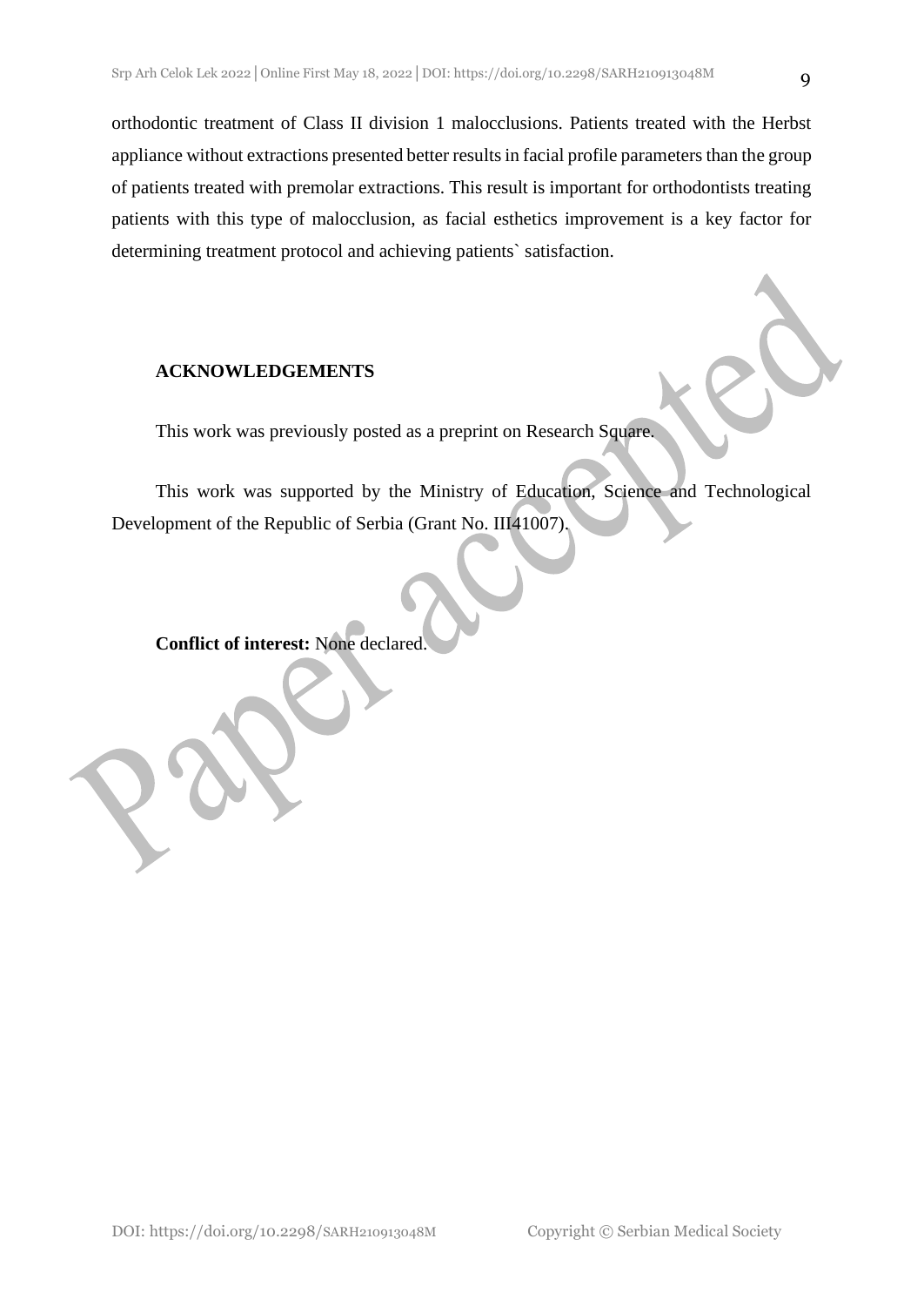orthodontic treatment of Class II division 1 malocclusions. Patients treated with the Herbst appliance without extractions presented better results in facial profile parameters than the group of patients treated with premolar extractions. This result is important for orthodontists treating patients with this type of malocclusion, as facial esthetics improvement is a key factor for determining treatment protocol and achieving patients` satisfaction.

## ACKNOWLEDGEMENTS

This work was previously posted as a preprint on Research Square.

This work was supported by the Ministry of Education, Science and Technological Development of the Republic of Serbia (Grant No. III41007).

**Conflict of interest:** None declared.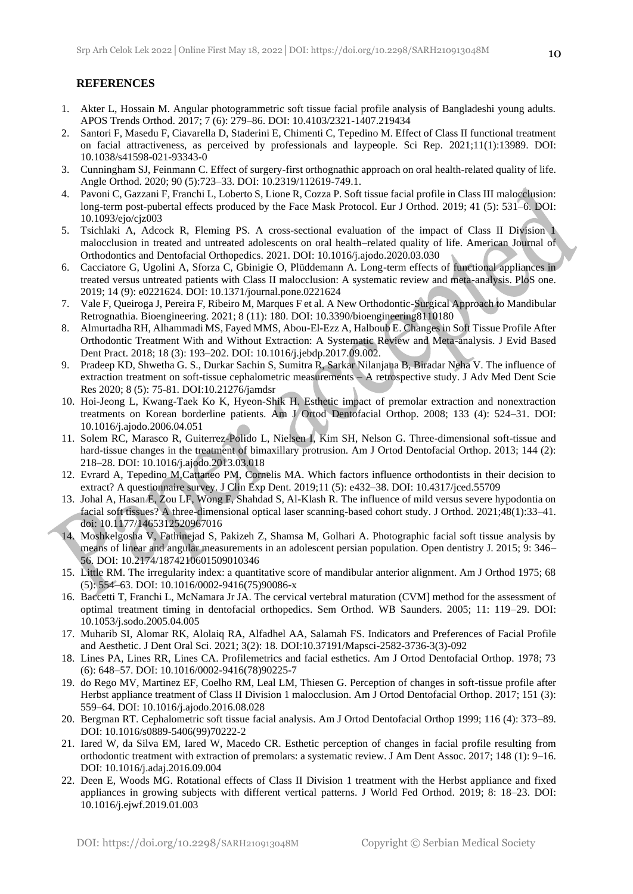## REFERENCES

1. Akter L, Hossain M. Angular photogrammetric soft tissue facial profile analysis of Bangladeshi young adults. APOS Trends Orthod. 2017; 7 (6): 279–86. DOI: 10.4103/2321-1407.219434
2. Santori F, Masedu F, Ciavarella D, Staderini E, Chimenti C, Tepedino M. Effect of Class II functional treatment on facial attractiveness, as perceived by professionals and laypeople. Sci Rep. 2021;11(1):13989. DOI: 10.1038/s41598-021-93343-0
3. Cunningham SJ, Feinmann C. Effect of surgery-first orthognathic approach on oral health-related quality of life. Angle Orthod. 2020; 90 (5):723–33. DOI: 10.2319/112619-749.1.
4. Pavoni C, Gazzani F, Franchi L, Loberto S, Lione R, Cozza P. Soft tissue facial profile in Class III malocclusion: long-term post-pubertal effects produced by the Face Mask Protocol. Eur J Orthod. 2019; 41 (5): 531–6. DOI: 10.1093/ejo/cjz003
5. Tsichlaki A, Adcock R, Fleming PS. A cross-sectional evaluation of the impact of Class II Division 1 malocclusion in treated and untreated adolescents on oral health–related quality of life. American Journal of Orthodontics and Dentofacial Orthopedics. 2021. DOI: 10.1016/j.ajodo.2020.03.030
6. Cacciatore G, Ugolini A, Sforza C, Gbinigie O, Plüddemann A. Long-term effects of functional appliances in treated versus untreated patients with Class II malocclusion: A systematic review and meta-analysis. PloS one. 2019; 14 (9): e0221624. DOI: 10.1371/journal.pone.0221624
7. Vale F, Queiroga J, Pereira F, Ribeiro M, Marques F et al. A New Orthodontic-Surgical Approach to Mandibular Retrognathia. Bioengineering. 2021; 8 (11): 180. DOI: 10.3390/bioengineering8110180
8. Almurtadha RH, Alhammadi MS, Fayed MMS, Abou-El-Ezz A, Halboub E. Changes in Soft Tissue Profile After Orthodontic Treatment With and Without Extraction: A Systematic Review and Meta-analysis. J Evid Based Dent Pract. 2018; 18 (3): 193–202. DOI: 10.1016/j.jebdp.2017.09.002.
9. Pradeep KD, Shwetha G. S., Durkar Sachin S, Sumitra R, Sarkar Nilanjana B, Biradar Neha V. The influence of extraction treatment on soft-tissue cephalometric measurements – A retrospective study. J Adv Med Dent Scie Res 2020; 8 (5): 75-81. DOI:10.21276/jamdsr
10. Hoi-Jeong L, Kwang-Taek Ko K, Hyeon-Shik H. Esthetic impact of premolar extraction and nonextraction treatments on Korean borderline patients. Am J Ortod Dentofacial Orthop. 2008; 133 (4): 524–31. DOI: 10.1016/j.ajodo.2006.04.051
11. Solem RC, Marasco R, Guiterrez-Pulido L, Nielsen I, Kim SH, Nelson G. Three-dimensional soft-tissue and hard-tissue changes in the treatment of bimaxillary protrusion. Am J Ortod Dentofacial Orthop. 2013; 144 (2): 218–28. DOI: 10.1016/j.ajodo.2013.03.018
12. Evrard A, Tepedino M,Cattaneo PM, Cornelis MA. Which factors influence orthodontists in their decision to extract? A questionnaire survey. J Clin Exp Dent. 2019;11 (5): e432–38. DOI: 10.4317/jced.55709
13. Johal A, Hasan E, Zou LF, Wong F, Shahdad S, Al-Klash R. The influence of mild versus severe hypodontia on facial soft tissues? A three-dimensional optical laser scanning-based cohort study. J Orthod. 2021;48(1):33–41. doi: 10.1177/1465312520967016
14. Moshkelgosha V, Fathinejad S, Pakizeh Z, Shamsa M, Golhari A. Photographic facial soft tissue analysis by means of linear and angular measurements in an adolescent persian population. Open dentistry J. 2015; 9: 346–56. DOI: 10.2174/1874210601509010346
15. Little RM. The irregularity index: a quantitative score of mandibular anterior alignment. Am J Orthod 1975; 68 (5): 554–63. DOI: 10.1016/0002-9416(75)90086-x
16. Baccetti T, Franchi L, McNamara Jr JA. The cervical vertebral maturation (CVM] method for the assessment of optimal treatment timing in dentofacial orthopedics. Sem Orthod. WB Saunders. 2005; 11: 119–29. DOI: 10.1053/j.sodo.2005.04.005
17. Muharib SI, Alomar RK, Alolaiq RA, Alfadhel AA, Salamah FS. Indicators and Preferences of Facial Profile and Aesthetic. J Dent Oral Sci. 2021; 3(2): 18. DOI:10.37191/Mapsci-2582-3736-3(3)-092
18. Lines PA, Lines RR, Lines CA. Profilemetrics and facial esthetics. Am J Ortod Dentofacial Orthop. 1978; 73 (6): 648–57. DOI: 10.1016/0002-9416(78)90225-7
19. do Rego MV, Martinez EF, Coelho RM, Leal LM, Thiesen G. Perception of changes in soft-tissue profile after Herbst appliance treatment of Class II Division 1 malocclusion. Am J Ortod Dentofacial Orthop. 2017; 151 (3): 559–64. DOI: 10.1016/j.ajodo.2016.08.028
20. Bergman RT. Cephalometric soft tissue facial analysis. Am J Ortod Dentofacial Orthop 1999; 116 (4): 373–89. DOI: 10.1016/s0889-5406(99)70222-2
21. Iared W, da Silva EM, Iared W, Macedo CR. Esthetic perception of changes in facial profile resulting from orthodontic treatment with extraction of premolars: a systematic review. J Am Dent Assoc. 2017; 148 (1): 9–16. DOI: 10.1016/j.adaj.2016.09.004
22. Deen E, Woods MG. Rotational effects of Class II Division 1 treatment with the Herbst appliance and fixed appliances in growing subjects with different vertical patterns. J World Fed Orthod. 2019; 8: 18–23. DOI: 10.1016/j.ejwf.2019.01.003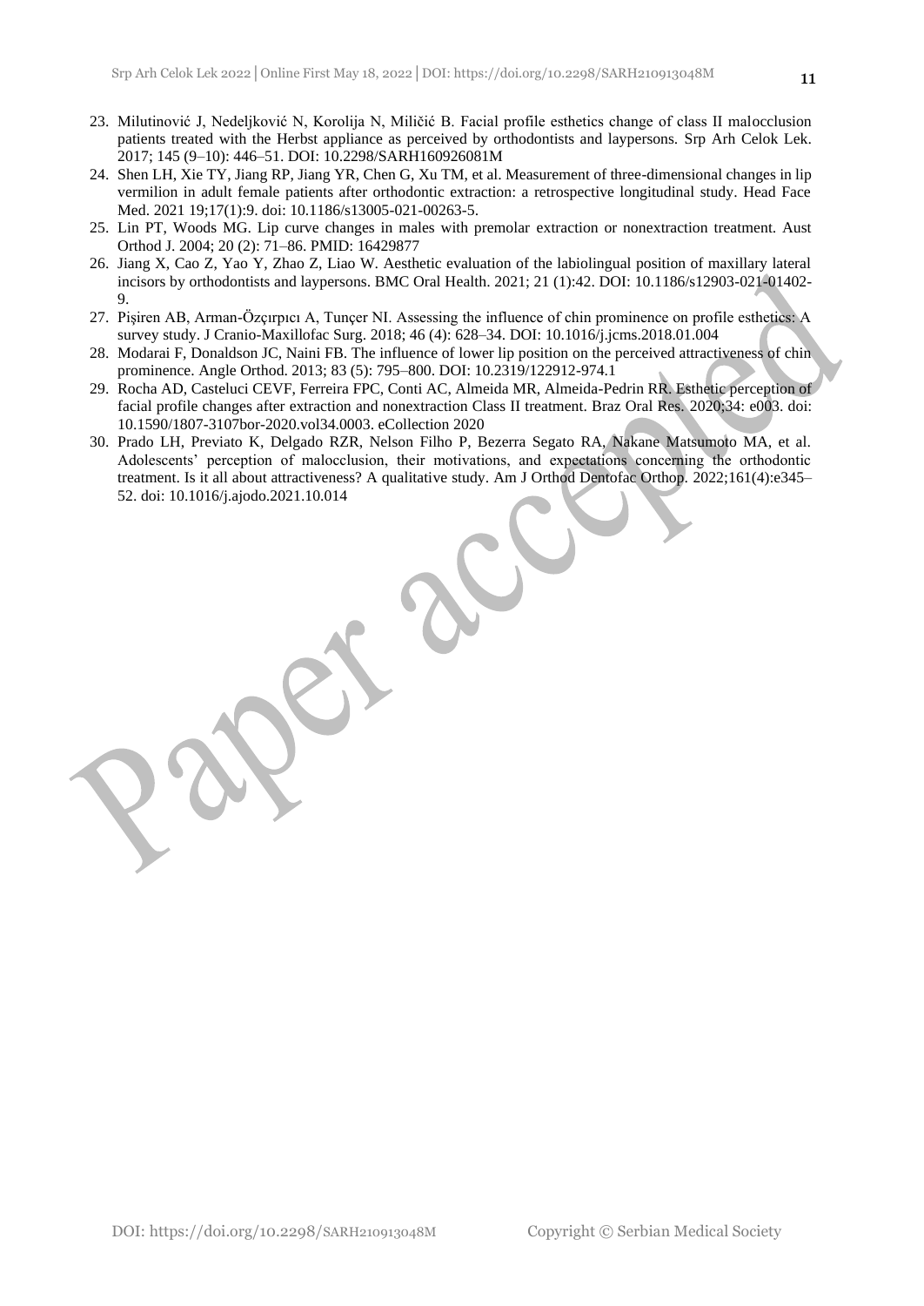23. Milutinović J, Nedeljković N, Korolija N, Miličić B. Facial profile esthetics change of class II malocclusion patients treated with the Herbst appliance as perceived by orthodontists and laypersons. Srp Arh Celok Lek. 2017; 145 (9–10): 446–51. DOI: 10.2298/SARH160926081M
24. Shen LH, Xie TY, Jiang RP, Jiang YR, Chen G, Xu TM, et al. Measurement of three-dimensional changes in lip vermilion in adult female patients after orthodontic extraction: a retrospective longitudinal study. Head Face Med. 2021 19;17(1):9. doi: 10.1186/s13005-021-00263-5.
25. Lin PT, Woods MG. Lip curve changes in males with premolar extraction or nonextraction treatment. Aust Orthod J. 2004; 20 (2): 71–86. PMID: 16429877
26. Jiang X, Cao Z, Yao Y, Zhao Z, Liao W. Aesthetic evaluation of the labiolingual position of maxillary lateral incisors by orthodontists and laypersons. BMC Oral Health. 2021; 21 (1):42. DOI: 10.1186/s12903-021-01402-9.
27. Pişiren AB, Arman-Özçırpıcı A, Tunçer NI. Assessing the influence of chin prominence on profile esthetics: A survey study. J Cranio-Maxillofac Surg. 2018; 46 (4): 628–34. DOI: 10.1016/j.jcms.2018.01.004
28. Modarai F, Donaldson JC, Naini FB. The influence of lower lip position on the perceived attractiveness of chin prominence. Angle Orthod. 2013; 83 (5): 795–800. DOI: 10.2319/122912-974.1
29. Rocha AD, Casteluci CEVF, Ferreira FPC, Conti AC, Almeida MR, Almeida-Pedrin RR. Esthetic perception of facial profile changes after extraction and nonextraction Class II treatment. Braz Oral Res. 2020;34: e003. doi: 10.1590/1807-3107bor-2020.vol34.0003. eCollection 2020
30. Prado LH, Previato K, Delgado RZR, Nelson Filho P, Bezerra Segato RA, Nakane Matsumoto MA, et al. Adolescents' perception of malocclusion, their motivations, and expectations concerning the orthodontic treatment. Is it all about attractiveness? A qualitative study. Am J Orthod Dentofac Orthop. 2022;161(4):e345–52. doi: 10.1016/j.ajodo.2021.10.014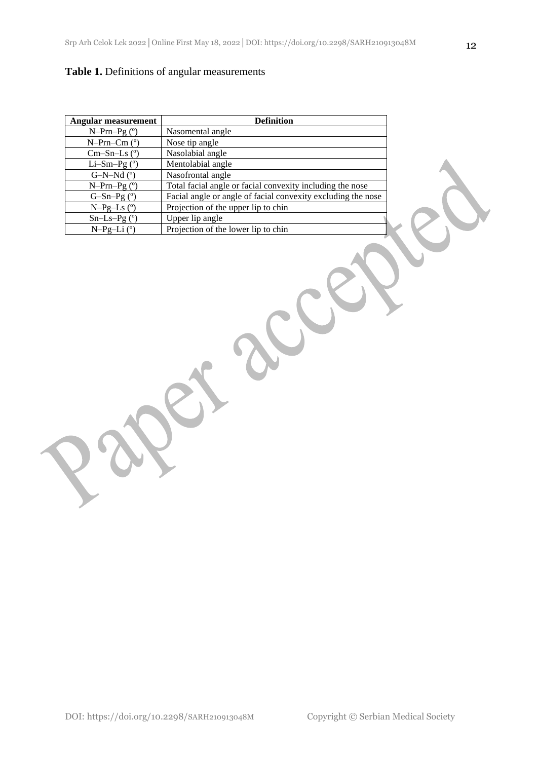**Table 1.** Definitions of angular measurements

| Angular measurement | Definition |
| --- | --- |
| N–Prn–Pg (º) | Nasomental angle |
| N–Prn–Cm (º) | Nose tip angle |
| Cm–Sn–Ls (º) | Nasolabial angle |
| Li–Sm–Pg (º) | Mentolabial angle |
| G–N–Nd (º) | Nasofrontal angle |
| N–Prn–Pg (º) | Total facial angle or facial convexity including the nose |
| G–Sn–Pg (º) | Facial angle or angle of facial convexity excluding the nose |
| N–Pg–Ls (º) | Projection of the upper lip to chin |
| Sn–Ls–Pg (º) | Upper lip angle |
| N–Pg–Li (º) | Projection of the lower lip to chin |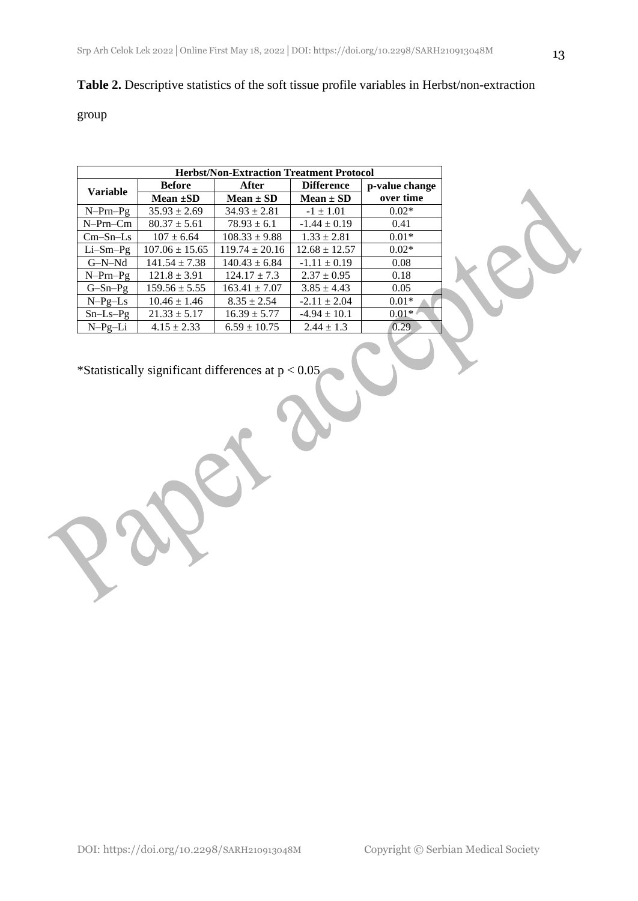**Table 2.** Descriptive statistics of the soft tissue profile variables in Herbst/non-extraction group

| Herbst/Non-Extraction Treatment Protocol | | | | |
|---|---|---|---|---|
| Variable | Before | After | Difference | p-value change over time |
| | Mean ±SD | Mean ± SD | Mean ± SD | |
| N–Prn–Pg | 35.93 ± 2.69 | 34.93 ± 2.81 | -1 ± 1.01 | 0.02* |
| N–Prn–Cm | 80.37 ± 5.61 | 78.93 ± 6.1 | -1.44 ± 0.19 | 0.41 |
| Cm–Sn–Ls | 107 ± 6.64 | 108.33 ± 9.88 | 1.33 ± 2.81 | 0.01* |
| Li–Sm–Pg | 107.06 ± 15.65 | 119.74 ± 20.16 | 12.68 ± 12.57 | 0.02* |
| G–N–Nd | 141.54 ± 7.38 | 140.43 ± 6.84 | -1.11 ± 0.19 | 0.08 |
| N–Prn–Pg | 121.8 ± 3.91 | 124.17 ± 7.3 | 2.37 ± 0.95 | 0.18 |
| G–Sn–Pg | 159.56 ± 5.55 | 163.41 ± 7.07 | 3.85 ± 4.43 | 0.05 |
| N–Pg–Ls | 10.46 ± 1.46 | 8.35 ± 2.54 | -2.11 ± 2.04 | 0.01* |
| Sn–Ls–Pg | 21.33 ± 5.17 | 16.39 ± 5.77 | -4.94 ± 10.1 | 0.01* |
| N–Pg–Li | 4.15 ± 2.33 | 6.59 ± 10.75 | 2.44 ± 1.3 | 0.29 |

*Statistically significant differences at $p < 0.05$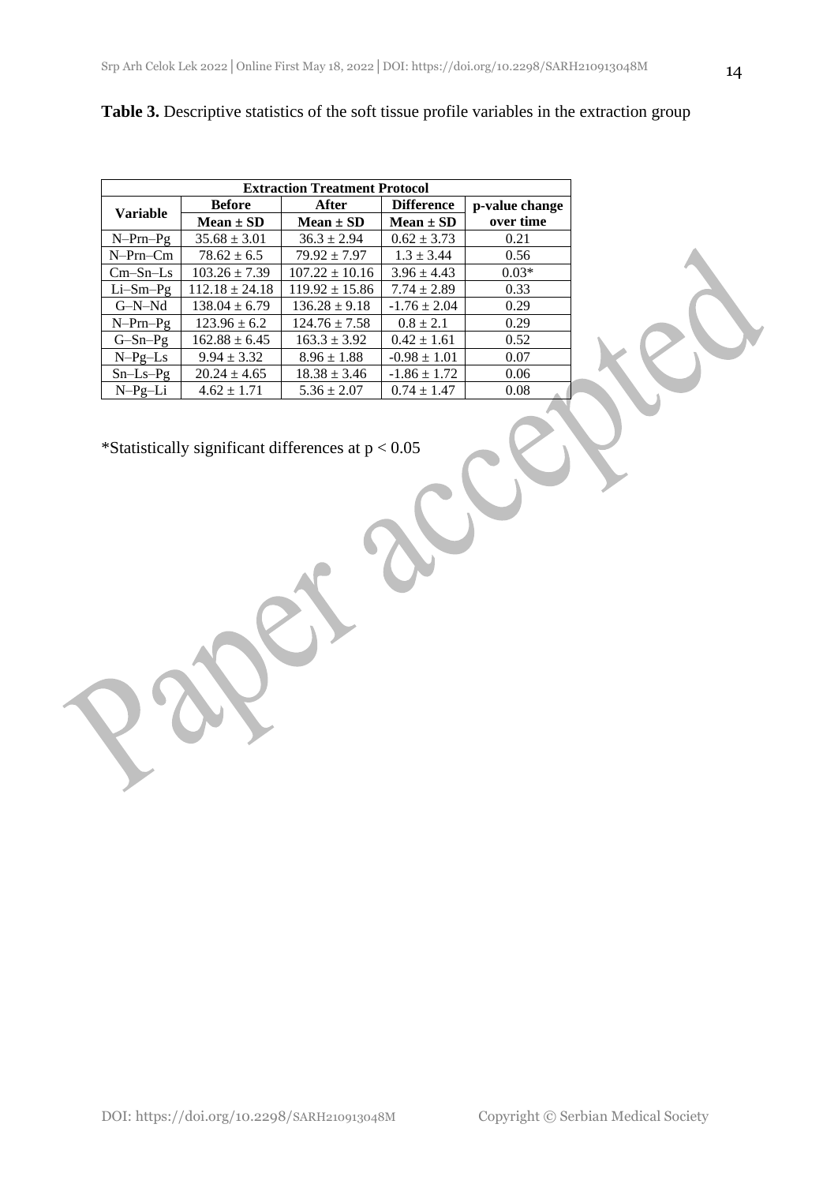**Table 3.** Descriptive statistics of the soft tissue profile variables in the extraction group

| Extraction Treatment Protocol | | | | |
|---|---|---|---|---|
| Variable | Before | After | Difference | p-value change over time |
| | Mean ± SD | Mean ± SD | Mean ± SD | |
| N–Prn–Pg | 35.68 ± 3.01 | 36.3 ± 2.94 | 0.62 ± 3.73 | 0.21 |
| N–Prn–Cm | 78.62 ± 6.5 | 79.92 ± 7.97 | 1.3 ± 3.44 | 0.56 |
| Cm–Sn–Ls | 103.26 ± 7.39 | 107.22 ± 10.16 | 3.96 ± 4.43 | 0.03* |
| Li–Sm–Pg | 112.18 ± 24.18 | 119.92 ± 15.86 | 7.74 ± 2.89 | 0.33 |
| G–N–Nd | 138.04 ± 6.79 | 136.28 ± 9.18 | -1.76 ± 2.04 | 0.29 |
| N–Prn–Pg | 123.96 ± 6.2 | 124.76 ± 7.58 | 0.8 ± 2.1 | 0.29 |
| G–Sn–Pg | 162.88 ± 6.45 | 163.3 ± 3.92 | 0.42 ± 1.61 | 0.52 |
| N–Pg–Ls | 9.94 ± 3.32 | 8.96 ± 1.88 | -0.98 ± 1.01 | 0.07 |
| Sn–Ls–Pg | 20.24 ± 4.65 | 18.38 ± 3.46 | -1.86 ± 1.72 | 0.06 |
| N–Pg–Li | 4.62 ± 1.71 | 5.36 ± 2.07 | 0.74 ± 1.47 | 0.08 |

*Statistically significant differences at $p < 0.05$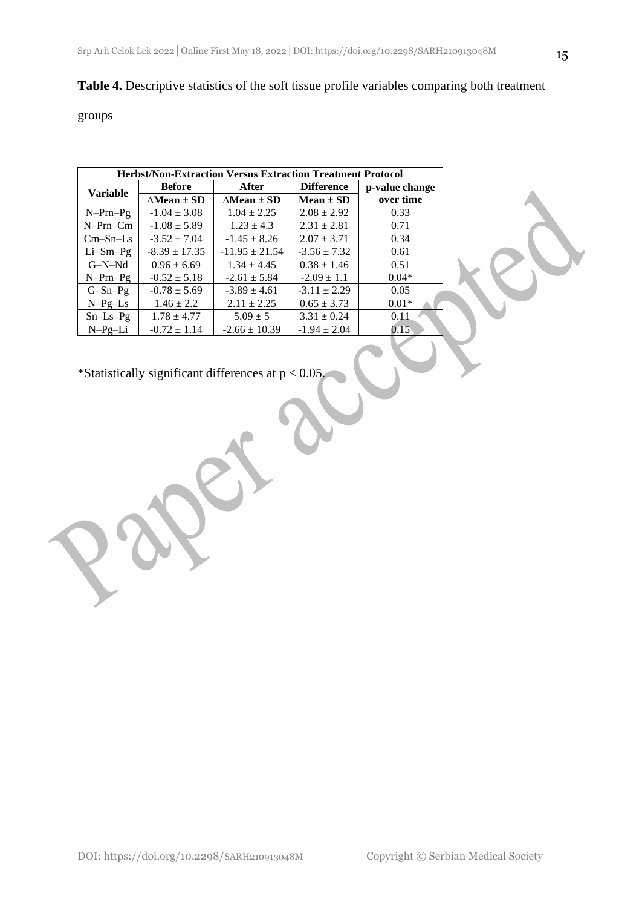**Table 4.** Descriptive statistics of the soft tissue profile variables comparing both treatment groups

| Herbst/Non-Extraction Versus Extraction Treatment Protocol | | | | |
|---|---|---|---|---|
| **Variable** | **Before** $\Delta$**Mean ± SD** | **After** $\Delta$**Mean ± SD** | **Difference Mean ± SD** | **p-value change over time** |
| N–Prn–Pg | -1.04 ± 3.08 | 1.04 ± 2.25 | 2.08 ± 2.92 | 0.33 |
| N–Prn–Cm | -1.08 ± 5.89 | 1.23 ± 4.3 | 2.31 ± 2.81 | 0.71 |
| Cm–Sn–Ls | -3.52 ± 7.04 | -1.45 ± 8.26 | 2.07 ± 3.71 | 0.34 |
| Li–Sm–Pg | -8.39 ± 17.35 | -11.95 ± 21.54 | -3.56 ± 7.32 | 0.61 |
| G–N–Nd | 0.96 ± 6.69 | 1.34 ± 4.45 | 0.38 ± 1.46 | 0.51 |
| N–Prn–Pg | -0.52 ± 5.18 | -2.61 ± 5.84 | -2.09 ± 1.1 | 0.04* |
| G–Sn–Pg | -0.78 ± 5.69 | -3.89 ± 4.61 | -3.11 ± 2.29 | 0.05 |
| N–Pg–Ls | 1.46 ± 2.2 | 2.11 ± 2.25 | 0.65 ± 3.73 | 0.01* |
| Sn–Ls–Pg | 1.78 ± 4.77 | 5.09 ± 5 | 3.31 ± 0.24 | 0.11 |
| N–Pg–Li | -0.72 ± 1.14 | -2.66 ± 10.39 | -1.94 ± 2.04 | 0.15 |

*Statistically significant differences at $p < 0.05$.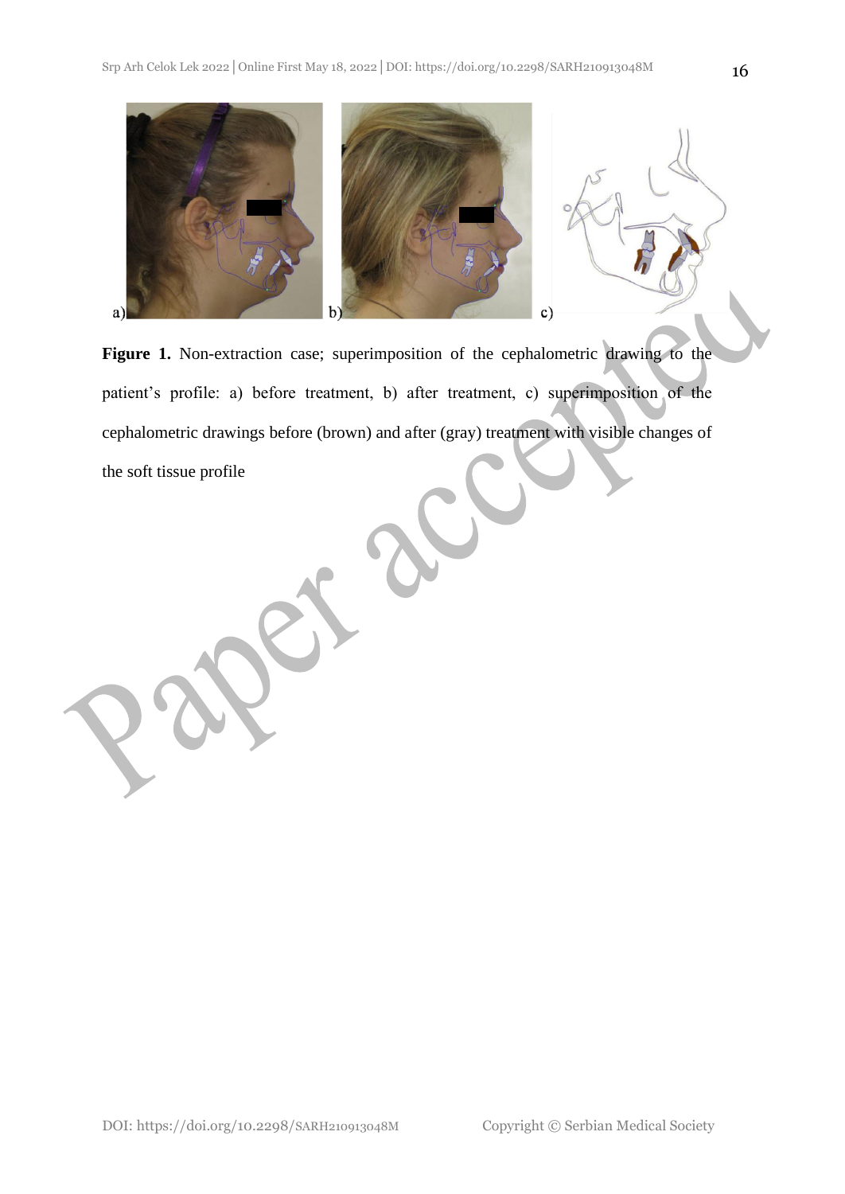**Figure 1.** Non-extraction case; superimposition of the cephalometric drawing to the patient's profile: a) before treatment, b) after treatment, c) superimposition of the cephalometric drawings before (brown) and after (gray) treatment with visible changes of the soft tissue profile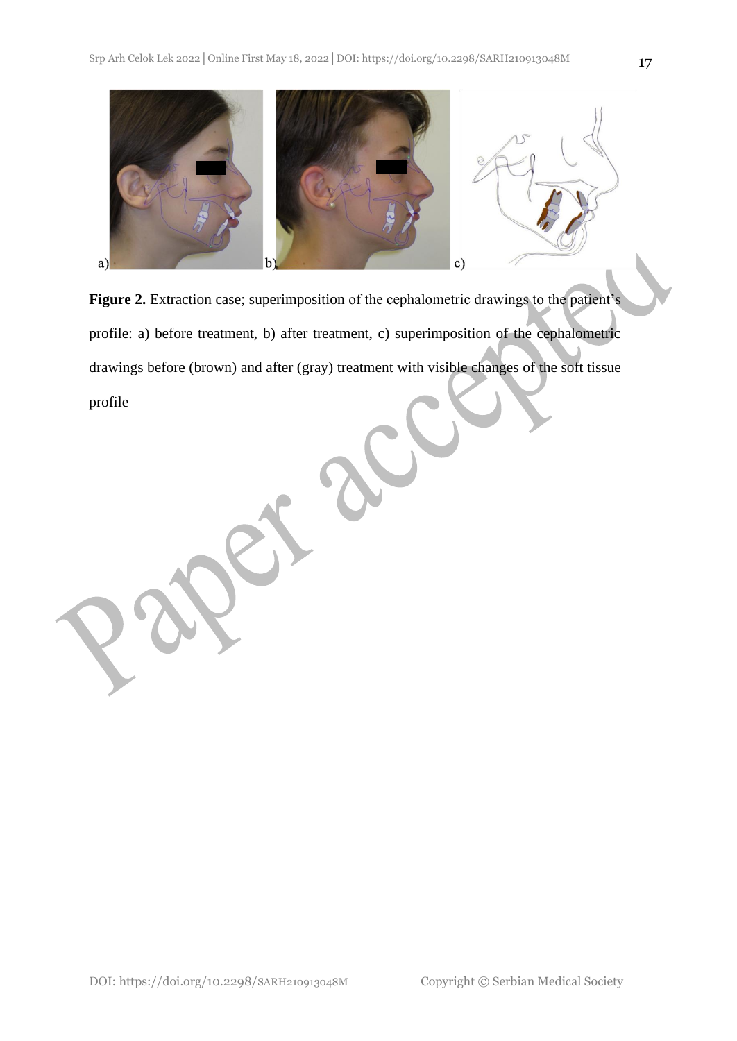**Figure 2.** Extraction case; superimposition of the cephalometric drawings to the patient's profile: a) before treatment, b) after treatment, c) superimposition of the cephalometric drawings before (brown) and after (gray) treatment with visible changes of the soft tissue profile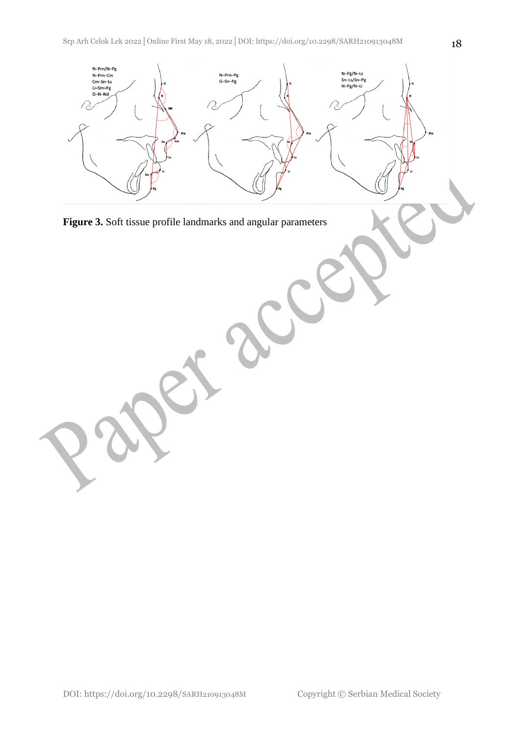N–Prn/N–Pg
N–Prn–Cm
Cm–Sn–Ls
Li–Sm–Pg
G–N–Nd

N–Prn–Pg
G–Sn–Pg

N–Pg/N–Ls
Sn–Ls/Sn–Pg
N–Pg/N–Li

**Figure 3.** Soft tissue profile landmarks and angular parameters